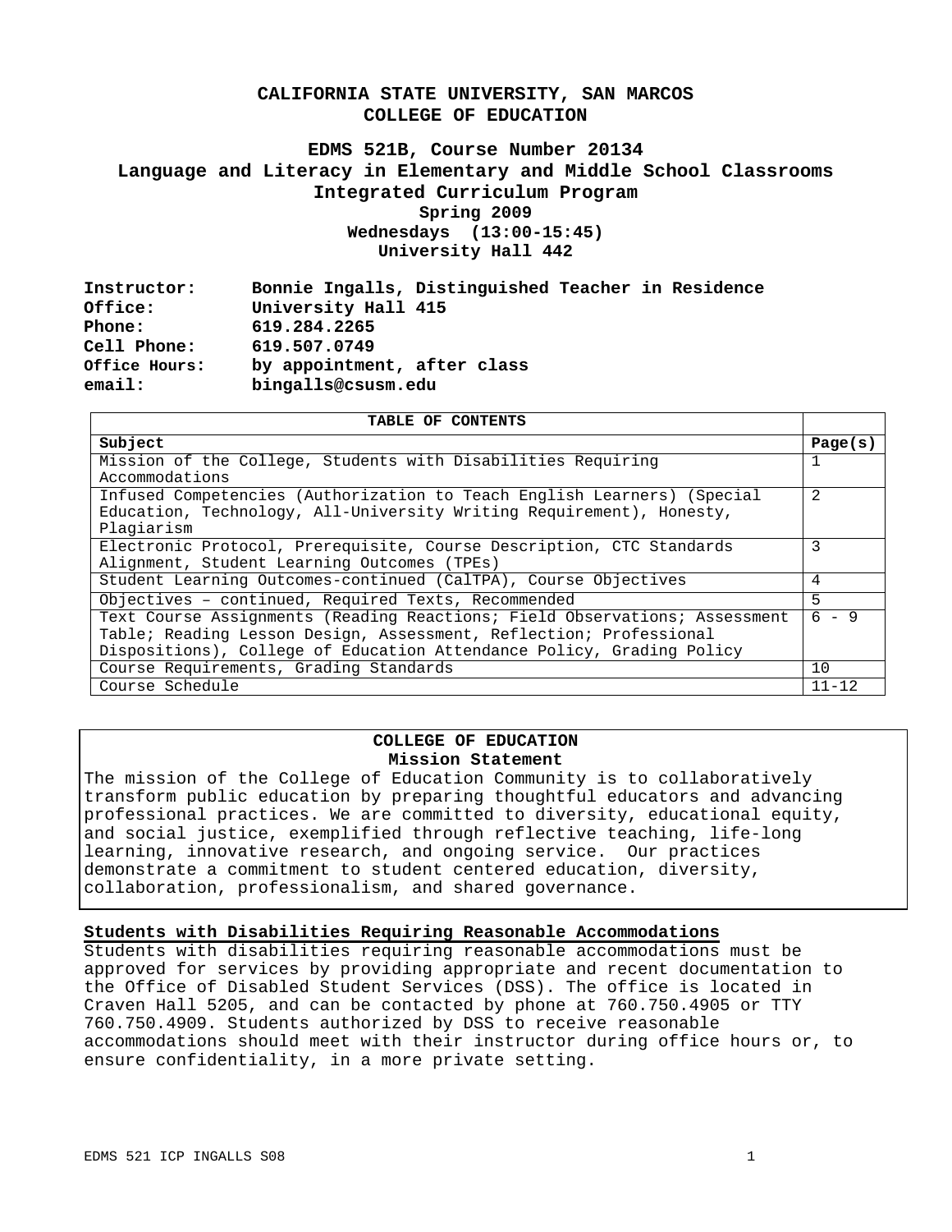# CALIFORNIA STATE UNIVERSITY, SAN MARCOS
# COLLEGE OF EDUCATION

## EDMS 521B, Course Number 20134
## Language and Literacy in Elementary and Middle School Classrooms
## Integrated Curriculum Program

**Spring 2009**
**Wednesdays (13:00-15:45)**
**University Hall 442**

**Instructor:** Bonnie Ingalls, Distinguished Teacher in Residence
**Office:** University Hall 415
**Phone:** 619.284.2265
**Cell Phone:** 619.507.0749
**Office Hours:** by appointment, after class
**email:** bingalls@csusm.edu

| TABLE OF CONTENTS | |
|---|---|
| **Subject** | **Page(s)** |
| Mission of the College, Students with Disabilities Requiring Accommodations | 1 |
| Infused Competencies (Authorization to Teach English Learners) (Special Education, Technology, All-University Writing Requirement), Honesty, Plagiarism | 2 |
| Electronic Protocol, Prerequisite, Course Description, CTC Standards Alignment, Student Learning Outcomes (TPEs) | 3 |
| Student Learning Outcomes-continued (CalTPA), Course Objectives | 4 |
| Objectives – continued, Required Texts, Recommended | 5 |
| Text Course Assignments (Reading Reactions; Field Observations; Assessment Table; Reading Lesson Design, Assessment, Reflection; Professional Dispositions), College of Education Attendance Policy, Grading Policy | 6 - 9 |
| Course Requirements, Grading Standards | 10 |
| Course Schedule | 11-12 |

### COLLEGE OF EDUCATION
### Mission Statement

The mission of the College of Education Community is to collaboratively transform public education by preparing thoughtful educators and advancing professional practices. We are committed to diversity, educational equity, and social justice, exemplified through reflective teaching, life-long learning, innovative research, and ongoing service. Our practices demonstrate a commitment to student centered education, diversity, collaboration, professionalism, and shared governance.

### Students with Disabilities Requiring Reasonable Accommodations

Students with disabilities requiring reasonable accommodations must be approved for services by providing appropriate and recent documentation to the Office of Disabled Student Services (DSS). The office is located in Craven Hall 5205, and can be contacted by phone at 760.750.4905 or TTY 760.750.4909. Students authorized by DSS to receive reasonable accommodations should meet with their instructor during office hours or, to ensure confidentiality, in a more private setting.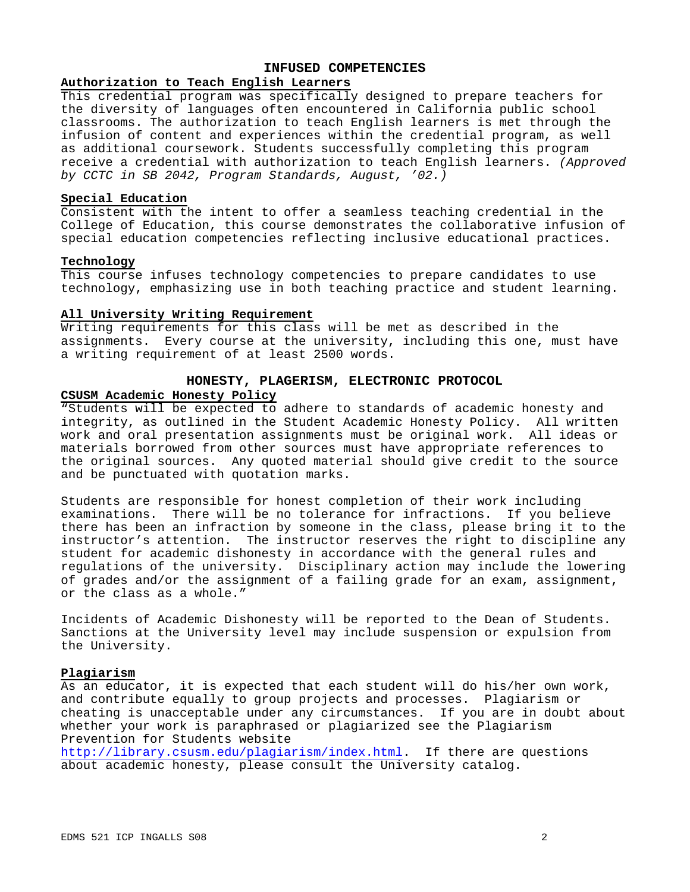## INFUSED COMPETENCIES

### Authorization to Teach English Learners

This credential program was specifically designed to prepare teachers for the diversity of languages often encountered in California public school classrooms. The authorization to teach English learners is met through the infusion of content and experiences within the credential program, as well as additional coursework. Students successfully completing this program receive a credential with authorization to teach English learners. *(Approved by CCTC in SB 2042, Program Standards, August, '02.)*

### Special Education

Consistent with the intent to offer a seamless teaching credential in the College of Education, this course demonstrates the collaborative infusion of special education competencies reflecting inclusive educational practices.

### Technology

This course infuses technology competencies to prepare candidates to use technology, emphasizing use in both teaching practice and student learning.

### All University Writing Requirement

Writing requirements for this class will be met as described in the assignments. Every course at the university, including this one, must have a writing requirement of at least 2500 words.

## HONESTY, PLAGERISM, ELECTRONIC PROTOCOL

### CSUSM Academic Honesty Policy

"Students will be expected to adhere to standards of academic honesty and integrity, as outlined in the Student Academic Honesty Policy. All written work and oral presentation assignments must be original work. All ideas or materials borrowed from other sources must have appropriate references to the original sources. Any quoted material should give credit to the source and be punctuated with quotation marks.

Students are responsible for honest completion of their work including examinations. There will be no tolerance for infractions. If you believe there has been an infraction by someone in the class, please bring it to the instructor's attention. The instructor reserves the right to discipline any student for academic dishonesty in accordance with the general rules and regulations of the university. Disciplinary action may include the lowering of grades and/or the assignment of a failing grade for an exam, assignment, or the class as a whole."

Incidents of Academic Dishonesty will be reported to the Dean of Students. Sanctions at the University level may include suspension or expulsion from the University.

### Plagiarism

As an educator, it is expected that each student will do his/her own work, and contribute equally to group projects and processes. Plagiarism or cheating is unacceptable under any circumstances. If you are in doubt about whether your work is paraphrased or plagiarized see the Plagiarism Prevention for Students website http://library.csusm.edu/plagiarism/index.html. If there are questions about academic honesty, please consult the University catalog.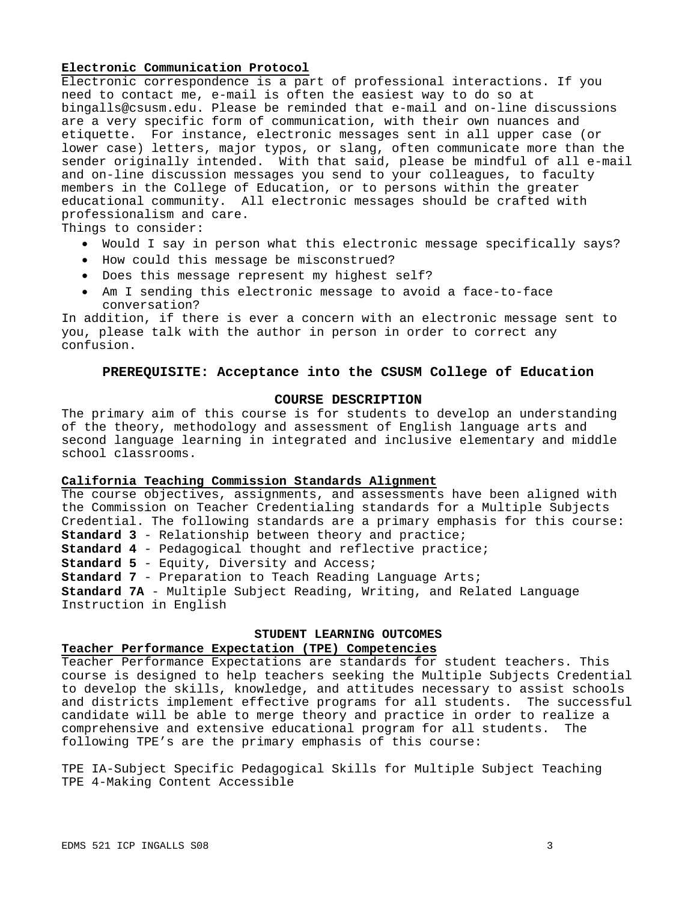**Electronic Communication Protocol**

Electronic correspondence is a part of professional interactions. If you need to contact me, e-mail is often the easiest way to do so at bingalls@csusm.edu. Please be reminded that e-mail and on-line discussions are a very specific form of communication, with their own nuances and etiquette. For instance, electronic messages sent in all upper case (or lower case) letters, major typos, or slang, often communicate more than the sender originally intended. With that said, please be mindful of all e-mail and on-line discussion messages you send to your colleagues, to faculty members in the College of Education, or to persons within the greater educational community. All electronic messages should be crafted with professionalism and care.

Things to consider:

- Would I say in person what this electronic message specifically says?
- How could this message be misconstrued?
- Does this message represent my highest self?
- Am I sending this electronic message to avoid a face-to-face conversation?

In addition, if there is ever a concern with an electronic message sent to you, please talk with the author in person in order to correct any confusion.

## PREREQUISITE: Acceptance into the CSUSM College of Education

## COURSE DESCRIPTION

The primary aim of this course is for students to develop an understanding of the theory, methodology and assessment of English language arts and second language learning in integrated and inclusive elementary and middle school classrooms.

**California Teaching Commission Standards Alignment**

The course objectives, assignments, and assessments have been aligned with the Commission on Teacher Credentialing standards for a Multiple Subjects Credential. The following standards are a primary emphasis for this course:
**Standard 3** - Relationship between theory and practice;
**Standard 4** - Pedagogical thought and reflective practice;
**Standard 5** - Equity, Diversity and Access;
**Standard 7** - Preparation to Teach Reading Language Arts;
**Standard 7A** - Multiple Subject Reading, Writing, and Related Language Instruction in English

## STUDENT LEARNING OUTCOMES

**Teacher Performance Expectation (TPE) Competencies**

Teacher Performance Expectations are standards for student teachers. This course is designed to help teachers seeking the Multiple Subjects Credential to develop the skills, knowledge, and attitudes necessary to assist schools and districts implement effective programs for all students. The successful candidate will be able to merge theory and practice in order to realize a comprehensive and extensive educational program for all students. The following TPE's are the primary emphasis of this course:

TPE IA-Subject Specific Pedagogical Skills for Multiple Subject Teaching
TPE 4-Making Content Accessible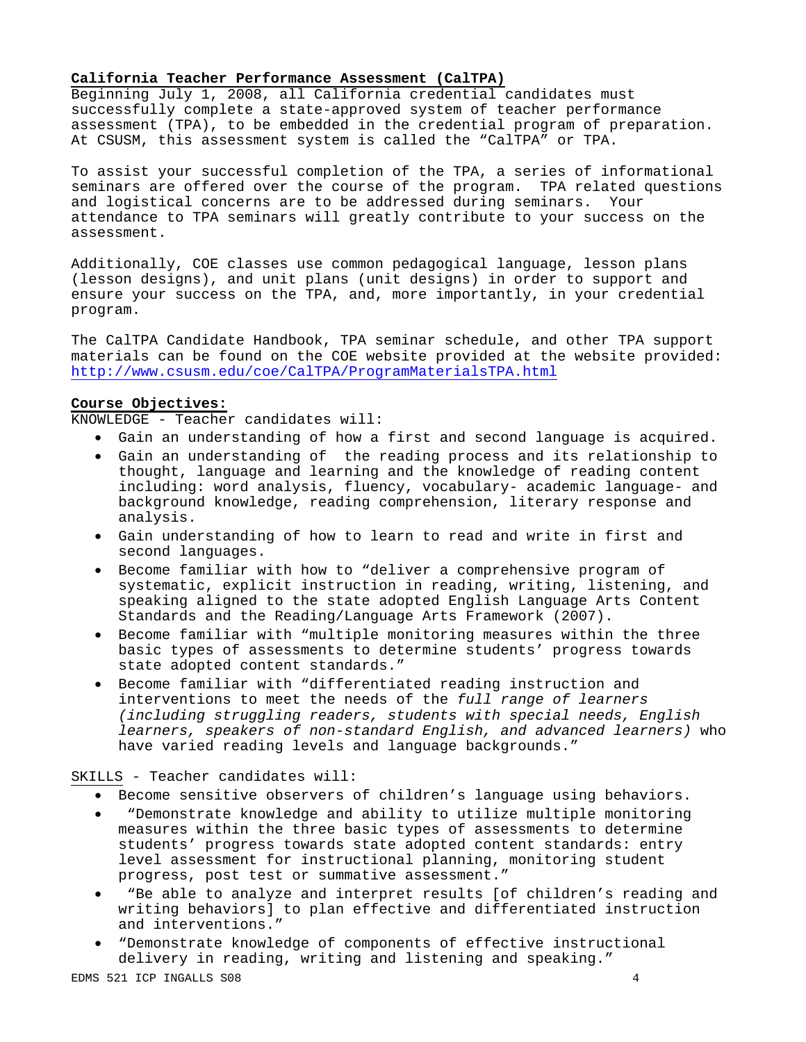**California Teacher Performance Assessment (CalTPA)**

Beginning July 1, 2008, all California credential candidates must successfully complete a state-approved system of teacher performance assessment (TPA), to be embedded in the credential program of preparation. At CSUSM, this assessment system is called the "CalTPA" or TPA.

To assist your successful completion of the TPA, a series of informational seminars are offered over the course of the program. TPA related questions and logistical concerns are to be addressed during seminars. Your attendance to TPA seminars will greatly contribute to your success on the assessment.

Additionally, COE classes use common pedagogical language, lesson plans (lesson designs), and unit plans (unit designs) in order to support and ensure your success on the TPA, and, more importantly, in your credential program.

The CalTPA Candidate Handbook, TPA seminar schedule, and other TPA support materials can be found on the COE website provided at the website provided: http://www.csusm.edu/coe/CalTPA/ProgramMaterialsTPA.html

**Course Objectives:**

KNOWLEDGE - Teacher candidates will:

- Gain an understanding of how a first and second language is acquired.
- Gain an understanding of the reading process and its relationship to thought, language and learning and the knowledge of reading content including: word analysis, fluency, vocabulary- academic language- and background knowledge, reading comprehension, literary response and analysis.
- Gain understanding of how to learn to read and write in first and second languages.
- Become familiar with how to "deliver a comprehensive program of systematic, explicit instruction in reading, writing, listening, and speaking aligned to the state adopted English Language Arts Content Standards and the Reading/Language Arts Framework (2007).
- Become familiar with "multiple monitoring measures within the three basic types of assessments to determine students' progress towards state adopted content standards."
- Become familiar with "differentiated reading instruction and interventions to meet the needs of the *full range of learners (including struggling readers, students with special needs, English learners, speakers of non-standard English, and advanced learners)* who have varied reading levels and language backgrounds."

SKILLS - Teacher candidates will:

- Become sensitive observers of children's language using behaviors.
- "Demonstrate knowledge and ability to utilize multiple monitoring measures within the three basic types of assessments to determine students' progress towards state adopted content standards: entry level assessment for instructional planning, monitoring student progress, post test or summative assessment."
- "Be able to analyze and interpret results [of children's reading and writing behaviors] to plan effective and differentiated instruction and interventions."
- "Demonstrate knowledge of components of effective instructional delivery in reading, writing and listening and speaking."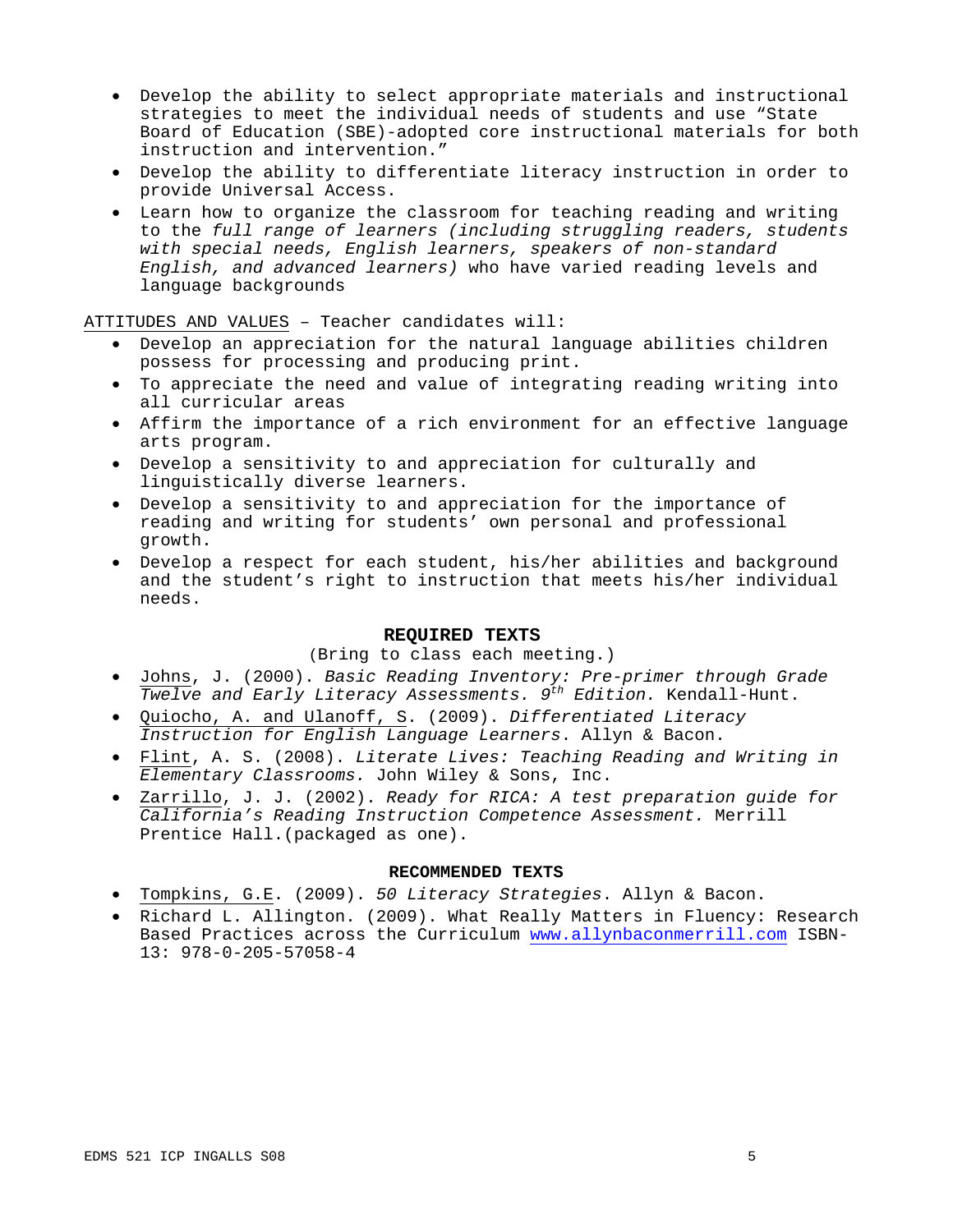- Develop the ability to select appropriate materials and instructional strategies to meet the individual needs of students and use "State Board of Education (SBE)-adopted core instructional materials for both instruction and intervention."
- Develop the ability to differentiate literacy instruction in order to provide Universal Access.
- Learn how to organize the classroom for teaching reading and writing to the *full range of learners (including struggling readers, students with special needs, English learners, speakers of non-standard English, and advanced learners)* who have varied reading levels and language backgrounds

ATTITUDES AND VALUES – Teacher candidates will:

- Develop an appreciation for the natural language abilities children possess for processing and producing print.
- To appreciate the need and value of integrating reading writing into all curricular areas
- Affirm the importance of a rich environment for an effective language arts program.
- Develop a sensitivity to and appreciation for culturally and linguistically diverse learners.
- Develop a sensitivity to and appreciation for the importance of reading and writing for students' own personal and professional growth.
- Develop a respect for each student, his/her abilities and background and the student's right to instruction that meets his/her individual needs.

## REQUIRED TEXTS

(Bring to class each meeting.)

- Johns, J. (2000). *Basic Reading Inventory: Pre-primer through Grade Twelve and Early Literacy Assessments. 9th Edition.* Kendall-Hunt.
- Quiocho, A. and Ulanoff, S. (2009). *Differentiated Literacy Instruction for English Language Learners*. Allyn & Bacon.
- Flint, A. S. (2008). *Literate Lives: Teaching Reading and Writing in Elementary Classrooms.* John Wiley & Sons, Inc.
- Zarrillo, J. J. (2002). *Ready for RICA: A test preparation guide for California's Reading Instruction Competence Assessment.* Merrill Prentice Hall.(packaged as one).

## RECOMMENDED TEXTS

- Tompkins, G.E. (2009). *50 Literacy Strategies*. Allyn & Bacon.
- Richard L. Allington. (2009). What Really Matters in Fluency: Research Based Practices across the Curriculum www.allynbaconmerrill.com ISBN-13: 978-0-205-57058-4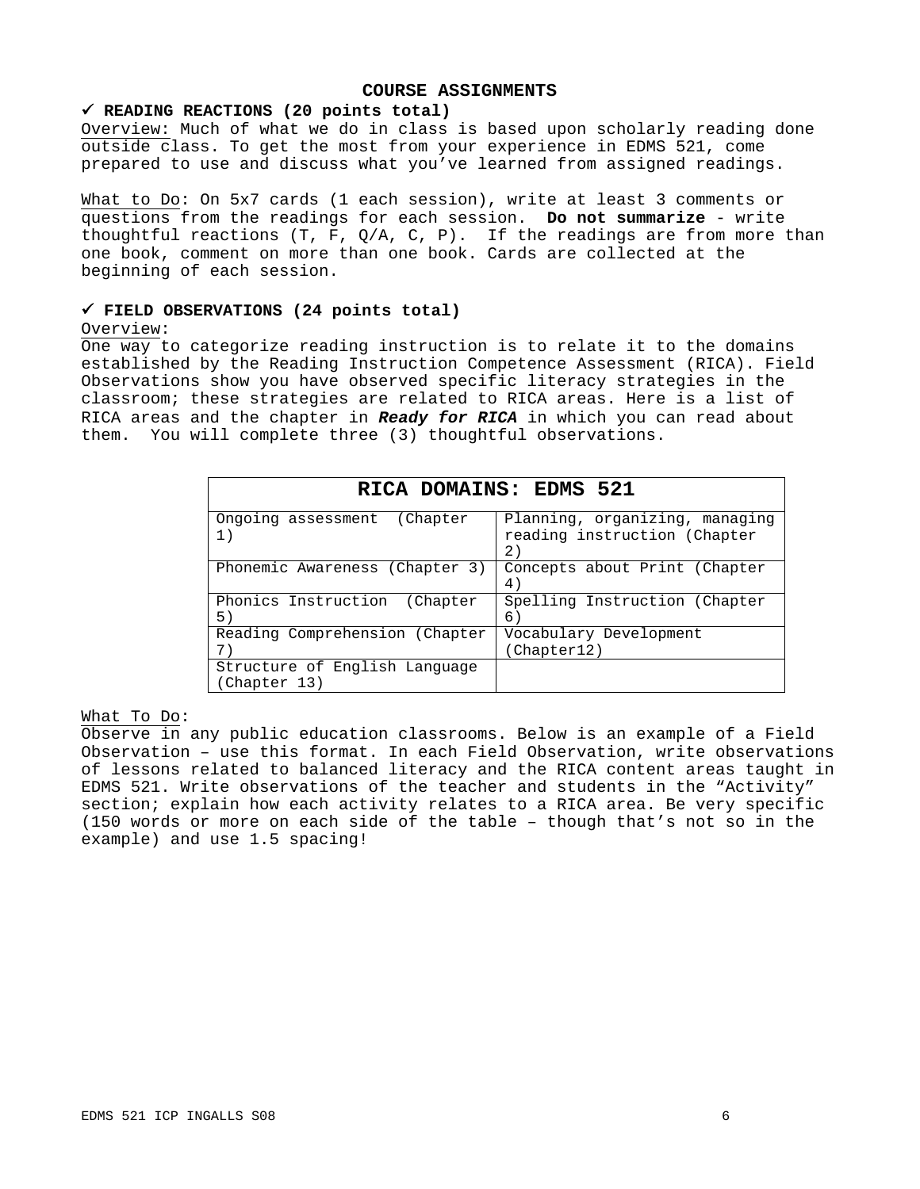## COURSE ASSIGNMENTS

### ✓ READING REACTIONS (20 points total)

Overview: Much of what we do in class is based upon scholarly reading done outside class. To get the most from your experience in EDMS 521, come prepared to use and discuss what you've learned from assigned readings.

What to Do: On 5x7 cards (1 each session), write at least 3 comments or questions from the readings for each session. **Do not summarize** - write thoughtful reactions (T, F, Q/A, C, P). If the readings are from more than one book, comment on more than one book. Cards are collected at the beginning of each session.

### ✓ FIELD OBSERVATIONS (24 points total)

Overview:

One way to categorize reading instruction is to relate it to the domains established by the Reading Instruction Competence Assessment (RICA). Field Observations show you have observed specific literacy strategies in the classroom; these strategies are related to RICA areas. Here is a list of RICA areas and the chapter in ***Ready for RICA*** in which you can read about them. You will complete three (3) thoughtful observations.

| RICA DOMAINS: EDMS 521 | |
|---|---|
| Ongoing assessment (Chapter 1) | Planning, organizing, managing reading instruction (Chapter 2) |
| Phonemic Awareness (Chapter 3) | Concepts about Print (Chapter 4) |
| Phonics Instruction (Chapter 5) | Spelling Instruction (Chapter 6) |
| Reading Comprehension (Chapter 7) | Vocabulary Development (Chapter12) |
| Structure of English Language (Chapter 13) | |

What To Do:

Observe in any public education classrooms. Below is an example of a Field Observation – use this format. In each Field Observation, write observations of lessons related to balanced literacy and the RICA content areas taught in EDMS 521. Write observations of the teacher and students in the "Activity" section; explain how each activity relates to a RICA area. Be very specific (150 words or more on each side of the table – though that's not so in the example) and use 1.5 spacing!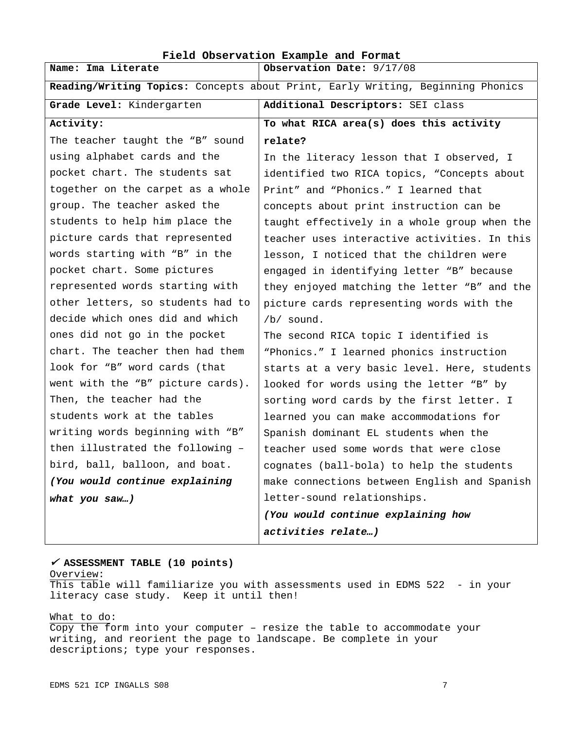**Field Observation Example and Format**

| **Name: Ima Literate** | **Observation Date:** 9/17/08 |
| --- | --- |
| **Reading/Writing Topics:** Concepts about Print, Early Writing, Beginning Phonics | |
| **Grade Level:** Kindergarten | **Additional Descriptors:** SEI class |
| **Activity:**<br>The teacher taught the "B" sound using alphabet cards and the pocket chart. The students sat together on the carpet as a whole group. The teacher asked the students to help him place the picture cards that represented words starting with "B" in the pocket chart. Some pictures represented words starting with other letters, so students had to decide which ones did and which ones did not go in the pocket chart. The teacher then had them look for "B" word cards (that went with the "B" picture cards). Then, the teacher had the students work at the tables writing words beginning with "B" then illustrated the following – bird, ball, balloon, and boat.<br>***(You would continue explaining what you saw…)*** | **To what RICA area(s) does this activity relate?**<br>In the literacy lesson that I observed, I identified two RICA topics, "Concepts about Print" and "Phonics." I learned that concepts about print instruction can be taught effectively in a whole group when the teacher uses interactive activities. In this lesson, I noticed that the children were engaged in identifying letter "B" because they enjoyed matching the letter "B" and the picture cards representing words with the /b/ sound.<br>The second RICA topic I identified is "Phonics." I learned phonics instruction starts at a very basic level. Here, students looked for words using the letter "B" by sorting word cards by the first letter. I learned you can make accommodations for Spanish dominant EL students when the teacher used some words that were close cognates (ball-bola) to help the students make connections between English and Spanish letter-sound relationships.<br>***(You would continue explaining how activities relate…)*** |

✓ **ASSESSMENT TABLE (10 points)**

Overview:
This table will familiarize you with assessments used in EDMS 522 - in your literacy case study. Keep it until then!

What to do:
Copy the form into your computer – resize the table to accommodate your writing, and reorient the page to landscape. Be complete in your descriptions; type your responses.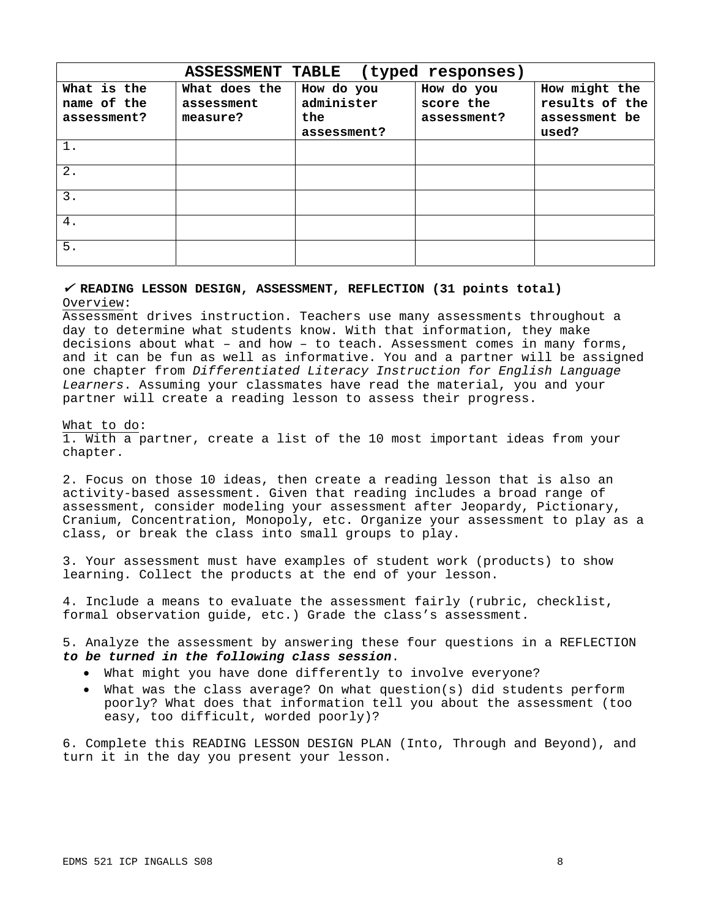| ASSESSMENT TABLE (typed responses) | | | | |
|---|---|---|---|---|
| **What is the name of the assessment?** | **What does the assessment measure?** | **How do you administer the assessment?** | **How do you score the assessment?** | **How might the results of the assessment be used?** |
| 1. | | | | |
| 2. | | | | |
| 3. | | | | |
| 4. | | | | |
| 5. | | | | |

✔ **READING LESSON DESIGN, ASSESSMENT, REFLECTION (31 points total)**

Overview:

Assessment drives instruction. Teachers use many assessments throughout a day to determine what students know. With that information, they make decisions about what – and how – to teach. Assessment comes in many forms, and it can be fun as well as informative. You and a partner will be assigned one chapter from *Differentiated Literacy Instruction for English Language Learners*. Assuming your classmates have read the material, you and your partner will create a reading lesson to assess their progress.

What to do:

1. With a partner, create a list of the 10 most important ideas from your chapter.

2. Focus on those 10 ideas, then create a reading lesson that is also an activity-based assessment. Given that reading includes a broad range of assessment, consider modeling your assessment after Jeopardy, Pictionary, Cranium, Concentration, Monopoly, etc. Organize your assessment to play as a class, or break the class into small groups to play.

3. Your assessment must have examples of student work (products) to show learning. Collect the products at the end of your lesson.

4. Include a means to evaluate the assessment fairly (rubric, checklist, formal observation guide, etc.) Grade the class's assessment.

5. Analyze the assessment by answering these four questions in a REFLECTION ***to be turned in the following class session***.

- What might you have done differently to involve everyone?
- What was the class average? On what question(s) did students perform poorly? What does that information tell you about the assessment (too easy, too difficult, worded poorly)?

6. Complete this READING LESSON DESIGN PLAN (Into, Through and Beyond), and turn it in the day you present your lesson.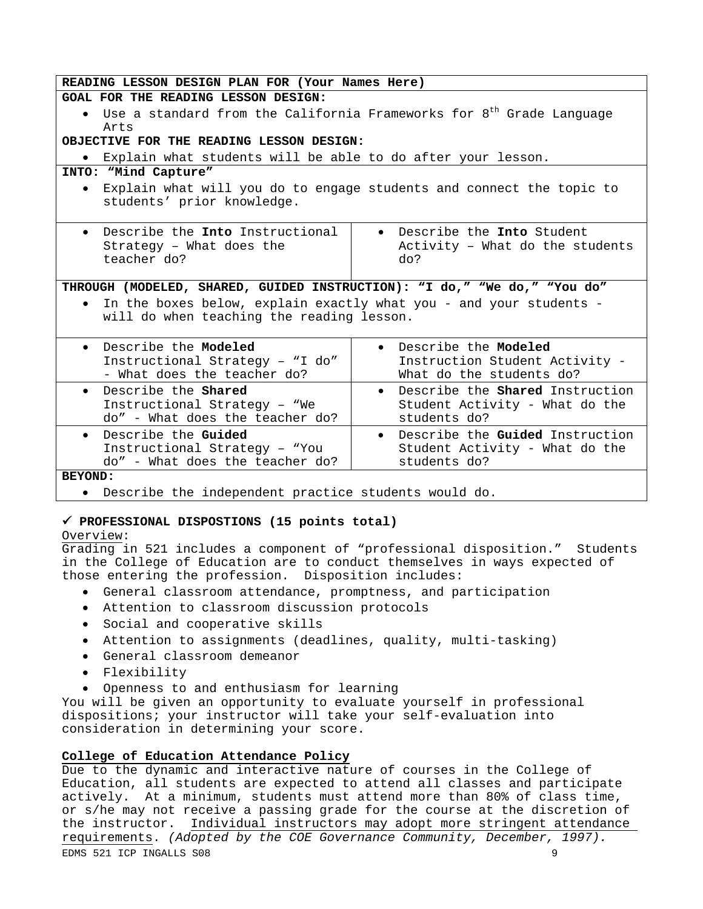| READING LESSON DESIGN PLAN FOR (Your Names Here) | |
|---|---|
| **GOAL FOR THE READING LESSON DESIGN:**<br>• Use a standard from the California Frameworks for 8th Grade Language Arts<br>**OBJECTIVE FOR THE READING LESSON DESIGN:**<br>• Explain what students will be able to do after your lesson. | |
| **INTO: "Mind Capture"**<br>• Explain what will you do to engage students and connect the topic to students' prior knowledge. | |
| • Describe the **Into** Instructional Strategy – What does the teacher do? | • Describe the **Into** Student Activity – What do the students do? |
| **THROUGH (MODELED, SHARED, GUIDED INSTRUCTION): "I do," "We do," "You do"**<br>• In the boxes below, explain exactly what you - and your students - will do when teaching the reading lesson. | |
| • Describe the **Modeled** Instructional Strategy – "I do" - What does the teacher do? | • Describe the **Modeled** Instruction Student Activity - What do the students do? |
| • Describe the **Shared** Instructional Strategy – "We do" - What does the teacher do? | • Describe the **Shared** Instruction Student Activity - What do the students do? |
| • Describe the **Guided** Instructional Strategy – "You do" - What does the teacher do? | • Describe the **Guided** Instruction Student Activity - What do the students do? |
| **BEYOND:**<br>• Describe the independent practice students would do. | |

## ✓ PROFESSIONAL DISPOSTIONS (15 points total)

Overview:
Grading in 521 includes a component of "professional disposition." Students in the College of Education are to conduct themselves in ways expected of those entering the profession. Disposition includes:

- General classroom attendance, promptness, and participation
- Attention to classroom discussion protocols
- Social and cooperative skills
- Attention to assignments (deadlines, quality, multi-tasking)
- General classroom demeanor
- Flexibility
- Openness to and enthusiasm for learning

You will be given an opportunity to evaluate yourself in professional dispositions; your instructor will take your self-evaluation into consideration in determining your score.

**College of Education Attendance Policy**

Due to the dynamic and interactive nature of courses in the College of Education, all students are expected to attend all classes and participate actively. At a minimum, students must attend more than 80% of class time, or s/he may not receive a passing grade for the course at the discretion of the instructor. Individual instructors may adopt more stringent attendance requirements. *(Adopted by the COE Governance Community, December, 1997).*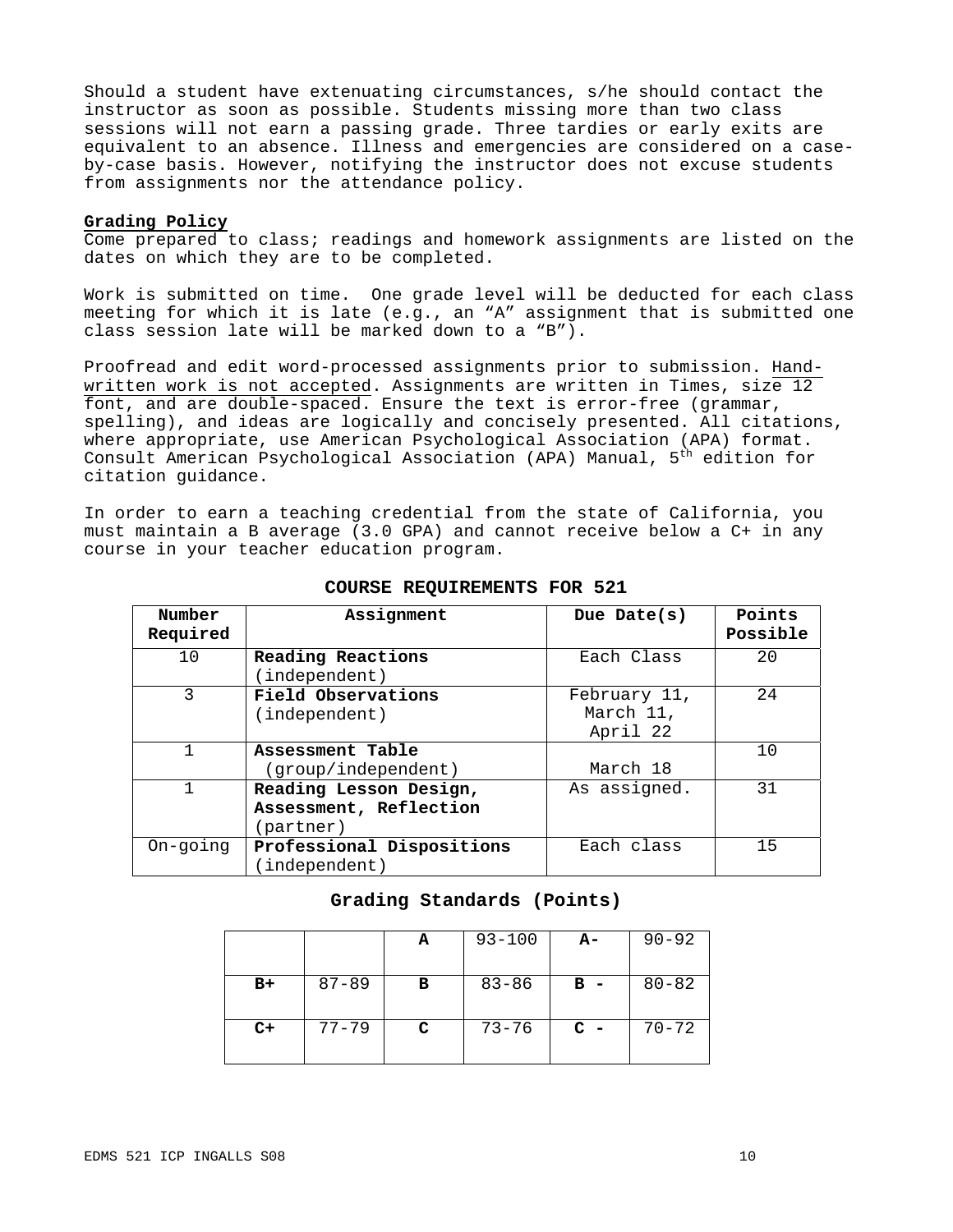Should a student have extenuating circumstances, s/he should contact the instructor as soon as possible. Students missing more than two class sessions will not earn a passing grade. Three tardies or early exits are equivalent to an absence. Illness and emergencies are considered on a case-by-case basis. However, notifying the instructor does not excuse students from assignments nor the attendance policy.

**Grading Policy**

Come prepared to class; readings and homework assignments are listed on the dates on which they are to be completed.

Work is submitted on time. One grade level will be deducted for each class meeting for which it is late (e.g., an "A" assignment that is submitted one class session late will be marked down to a "B").

Proofread and edit word-processed assignments prior to submission. Hand-written work is not accepted. Assignments are written in Times, size 12 font, and are double-spaced. Ensure the text is error-free (grammar, spelling), and ideas are logically and concisely presented. All citations, where appropriate, use American Psychological Association (APA) format. Consult American Psychological Association (APA) Manual, 5th edition for citation guidance.

In order to earn a teaching credential from the state of California, you must maintain a B average (3.0 GPA) and cannot receive below a C+ in any course in your teacher education program.

**COURSE REQUIREMENTS FOR 521**

| Number Required | Assignment | Due Date(s) | Points Possible |
|---|---|---|---|
| 10 | **Reading Reactions** (independent) | Each Class | 20 |
| 3 | **Field Observations** (independent) | February 11, March 11, April 22 | 24 |
| 1 | **Assessment Table** (group/independent) | March 18 | 10 |
| 1 | **Reading Lesson Design, Assessment, Reflection** (partner) | As assigned. | 31 |
| On-going | **Professional Dispositions** (independent) | Each class | 15 |

**Grading Standards (Points)**

| | | | | | |
|---|---|---|---|---|---|
| | | **A** | 93-100 | **A-** | 90-92 |
| **B+** | 87-89 | **B** | 83-86 | **B -** | 80-82 |
| **C+** | 77-79 | **C** | 73-76 | **C -** | 70-72 |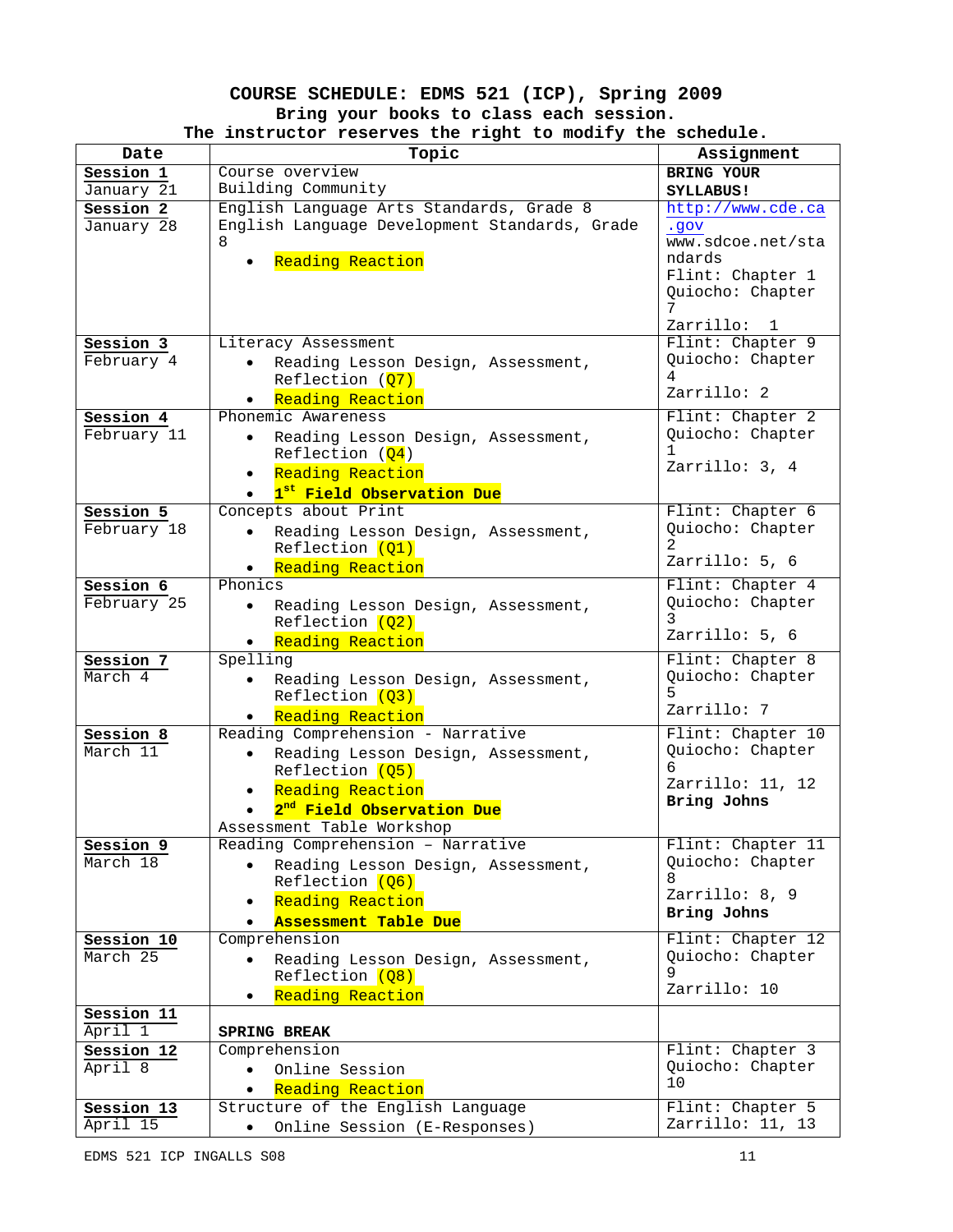# COURSE SCHEDULE: EDMS 521 (ICP), Spring 2009

**Bring your books to class each session.**
**The instructor reserves the right to modify the schedule.**

| Date | Topic | Assignment |
|---|---|---|
| **Session 1** January 21 | Course overview<br>Building Community | **BRING YOUR SYLLABUS!** |
| **Session 2** January 28 | English Language Arts Standards, Grade 8<br>English Language Development Standards, Grade 8<br>• Reading Reaction | http://www.cde.ca.gov<br>www.sdcoe.net/standards<br>Flint: Chapter 1<br>Quiocho: Chapter 7<br>Zarrillo: 1 |
| **Session 3** February 4 | Literacy Assessment<br>• Reading Lesson Design, Assessment, Reflection (Q7)<br>• Reading Reaction | Flint: Chapter 9<br>Quiocho: Chapter 4<br>Zarrillo: 2 |
| **Session 4** February 11 | Phonemic Awareness<br>• Reading Lesson Design, Assessment, Reflection (Q4)<br>• Reading Reaction<br>• **1st Field Observation Due** | Flint: Chapter 2<br>Quiocho: Chapter 1<br>Zarrillo: 3, 4 |
| **Session 5** February 18 | Concepts about Print<br>• Reading Lesson Design, Assessment, Reflection (Q1)<br>• Reading Reaction | Flint: Chapter 6<br>Quiocho: Chapter 2<br>Zarrillo: 5, 6 |
| **Session 6** February 25 | Phonics<br>• Reading Lesson Design, Assessment, Reflection (Q2)<br>• Reading Reaction | Flint: Chapter 4<br>Quiocho: Chapter 3<br>Zarrillo: 5, 6 |
| **Session 7** March 4 | Spelling<br>• Reading Lesson Design, Assessment, Reflection (Q3)<br>• Reading Reaction | Flint: Chapter 8<br>Quiocho: Chapter 5<br>Zarrillo: 7 |
| **Session 8** March 11 | Reading Comprehension - Narrative<br>• Reading Lesson Design, Assessment, Reflection (Q5)<br>• Reading Reaction<br>• **2nd Field Observation Due**<br>Assessment Table Workshop | Flint: Chapter 10<br>Quiocho: Chapter 6<br>Zarrillo: 11, 12<br>**Bring Johns** |
| **Session 9** March 18 | Reading Comprehension – Narrative<br>• Reading Lesson Design, Assessment, Reflection (Q6)<br>• Reading Reaction<br>• **Assessment Table Due** | Flint: Chapter 11<br>Quiocho: Chapter 8<br>Zarrillo: 8, 9<br>**Bring Johns** |
| **Session 10** March 25 | Comprehension<br>• Reading Lesson Design, Assessment, Reflection (Q8)<br>• Reading Reaction | Flint: Chapter 12<br>Quiocho: Chapter 9<br>Zarrillo: 10 |
| **Session 11** April 1 | **SPRING BREAK** | |
| **Session 12** April 8 | Comprehension<br>• Online Session<br>• Reading Reaction | Flint: Chapter 3<br>Quiocho: Chapter 10 |
| **Session 13** April 15 | Structure of the English Language<br>• Online Session (E-Responses) | Flint: Chapter 5<br>Zarrillo: 11, 13 |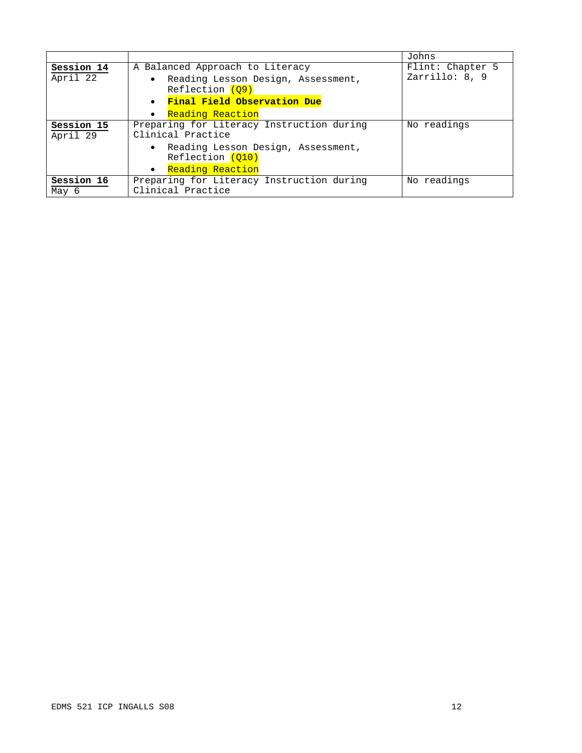| | | |
|---|---|---|
| | | Johns |
| **Session 14**<br>April 22 | A Balanced Approach to Literacy<br>• Reading Lesson Design, Assessment, Reflection (Q9)<br>• **Final Field Observation Due**<br>• Reading Reaction | Flint: Chapter 5<br>Zarrillo: 8, 9 |
| **Session 15**<br>April 29 | Preparing for Literacy Instruction during Clinical Practice<br>• Reading Lesson Design, Assessment, Reflection (Q10)<br>• Reading Reaction | No readings |
| **Session 16**<br>May 6 | Preparing for Literacy Instruction during Clinical Practice | No readings |